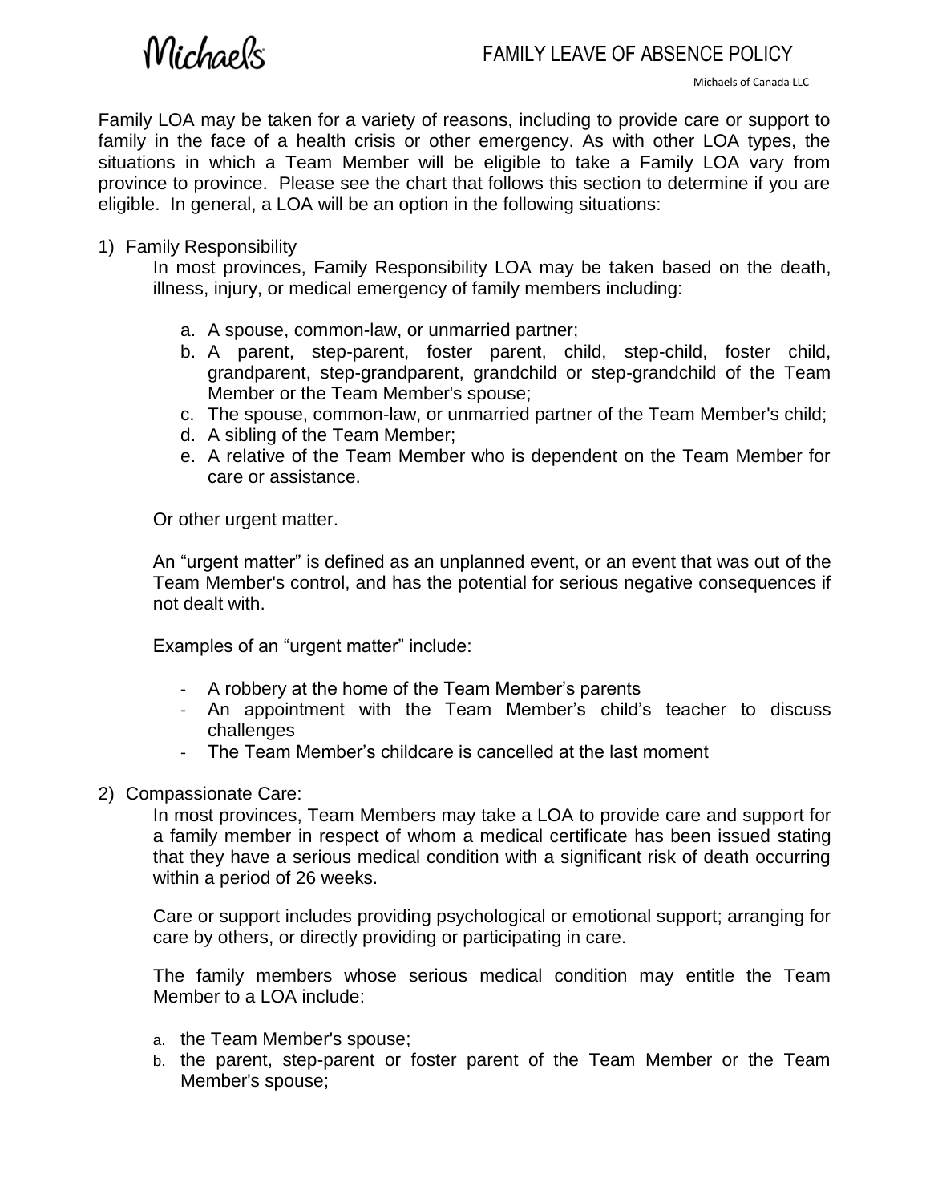Michaels

# FAMILY LEAVE OF ABSENCE POLICY

Michaels of Canada LLC

Family LOA may be taken for a variety of reasons, including to provide care or support to family in the face of a health crisis or other emergency. As with other LOA types, the situations in which a Team Member will be eligible to take a Family LOA vary from province to province. Please see the chart that follows this section to determine if you are eligible. In general, a LOA will be an option in the following situations:

1) Family Responsibility

   In most provinces, Family Responsibility LOA may be taken based on the death, illness, injury, or medical emergency of family members including:

   a. A spouse, common-law, or unmarried partner;
   b. A parent, step-parent, foster parent, child, step-child, foster child, grandparent, step-grandparent, grandchild or step-grandchild of the Team Member or the Team Member's spouse;
   c. The spouse, common-law, or unmarried partner of the Team Member's child;
   d. A sibling of the Team Member;
   e. A relative of the Team Member who is dependent on the Team Member for care or assistance.

   Or other urgent matter.

   An "urgent matter" is defined as an unplanned event, or an event that was out of the Team Member's control, and has the potential for serious negative consequences if not dealt with.

   Examples of an "urgent matter" include:

   - A robbery at the home of the Team Member's parents
   - An appointment with the Team Member's child's teacher to discuss challenges
   - The Team Member's childcare is cancelled at the last moment

2) Compassionate Care:

   In most provinces, Team Members may take a LOA to provide care and support for a family member in respect of whom a medical certificate has been issued stating that they have a serious medical condition with a significant risk of death occurring within a period of 26 weeks.

   Care or support includes providing psychological or emotional support; arranging for care by others, or directly providing or participating in care.

   The family members whose serious medical condition may entitle the Team Member to a LOA include:

   a. the Team Member's spouse;
   b. the parent, step-parent or foster parent of the Team Member or the Team Member's spouse;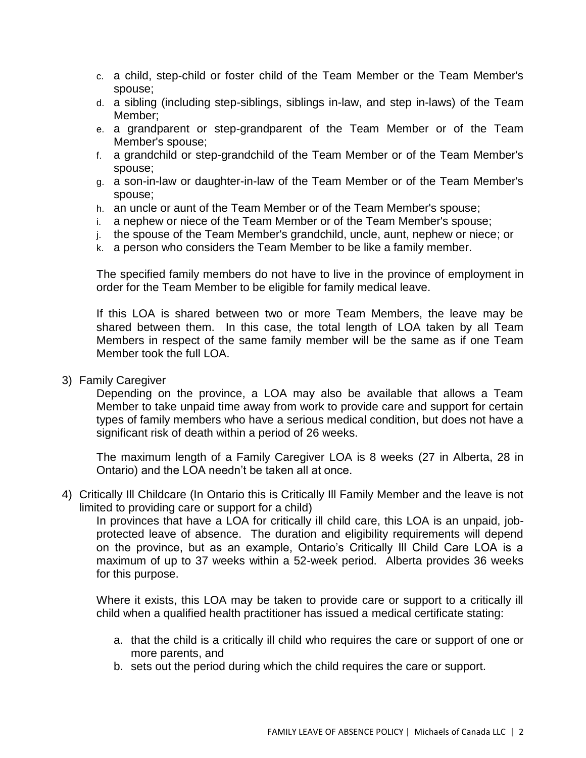c. a child, step-child or foster child of the Team Member or the Team Member's spouse;
d. a sibling (including step-siblings, siblings in-law, and step in-laws) of the Team Member;
e. a grandparent or step-grandparent of the Team Member or of the Team Member's spouse;
f. a grandchild or step-grandchild of the Team Member or of the Team Member's spouse;
g. a son-in-law or daughter-in-law of the Team Member or of the Team Member's spouse;
h. an uncle or aunt of the Team Member or of the Team Member's spouse;
i. a nephew or niece of the Team Member or of the Team Member's spouse;
j. the spouse of the Team Member's grandchild, uncle, aunt, nephew or niece; or
k. a person who considers the Team Member to be like a family member.

The specified family members do not have to live in the province of employment in order for the Team Member to be eligible for family medical leave.

If this LOA is shared between two or more Team Members, the leave may be shared between them. In this case, the total length of LOA taken by all Team Members in respect of the same family member will be the same as if one Team Member took the full LOA.

3) Family Caregiver

Depending on the province, a LOA may also be available that allows a Team Member to take unpaid time away from work to provide care and support for certain types of family members who have a serious medical condition, but does not have a significant risk of death within a period of 26 weeks.

The maximum length of a Family Caregiver LOA is 8 weeks (27 in Alberta, 28 in Ontario) and the LOA needn't be taken all at once.

4) Critically Ill Childcare (In Ontario this is Critically Ill Family Member and the leave is not limited to providing care or support for a child)

In provinces that have a LOA for critically ill child care, this LOA is an unpaid, job-protected leave of absence. The duration and eligibility requirements will depend on the province, but as an example, Ontario's Critically Ill Child Care LOA is a maximum of up to 37 weeks within a 52-week period. Alberta provides 36 weeks for this purpose.

Where it exists, this LOA may be taken to provide care or support to a critically ill child when a qualified health practitioner has issued a medical certificate stating:

a. that the child is a critically ill child who requires the care or support of one or more parents, and
b. sets out the period during which the child requires the care or support.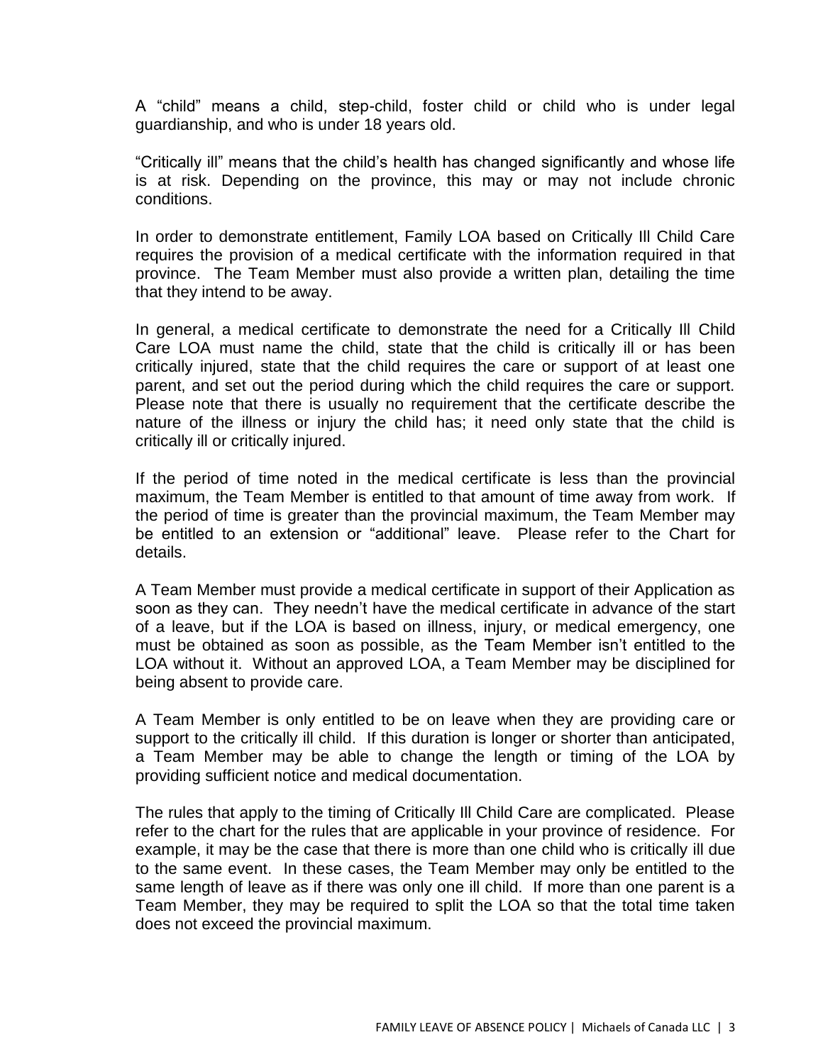A "child" means a child, step-child, foster child or child who is under legal guardianship, and who is under 18 years old.

"Critically ill" means that the child's health has changed significantly and whose life is at risk. Depending on the province, this may or may not include chronic conditions.

In order to demonstrate entitlement, Family LOA based on Critically Ill Child Care requires the provision of a medical certificate with the information required in that province. The Team Member must also provide a written plan, detailing the time that they intend to be away.

In general, a medical certificate to demonstrate the need for a Critically Ill Child Care LOA must name the child, state that the child is critically ill or has been critically injured, state that the child requires the care or support of at least one parent, and set out the period during which the child requires the care or support. Please note that there is usually no requirement that the certificate describe the nature of the illness or injury the child has; it need only state that the child is critically ill or critically injured.

If the period of time noted in the medical certificate is less than the provincial maximum, the Team Member is entitled to that amount of time away from work. If the period of time is greater than the provincial maximum, the Team Member may be entitled to an extension or "additional" leave. Please refer to the Chart for details.

A Team Member must provide a medical certificate in support of their Application as soon as they can. They needn't have the medical certificate in advance of the start of a leave, but if the LOA is based on illness, injury, or medical emergency, one must be obtained as soon as possible, as the Team Member isn't entitled to the LOA without it. Without an approved LOA, a Team Member may be disciplined for being absent to provide care.

A Team Member is only entitled to be on leave when they are providing care or support to the critically ill child. If this duration is longer or shorter than anticipated, a Team Member may be able to change the length or timing of the LOA by providing sufficient notice and medical documentation.

The rules that apply to the timing of Critically Ill Child Care are complicated. Please refer to the chart for the rules that are applicable in your province of residence. For example, it may be the case that there is more than one child who is critically ill due to the same event. In these cases, the Team Member may only be entitled to the same length of leave as if there was only one ill child. If more than one parent is a Team Member, they may be required to split the LOA so that the total time taken does not exceed the provincial maximum.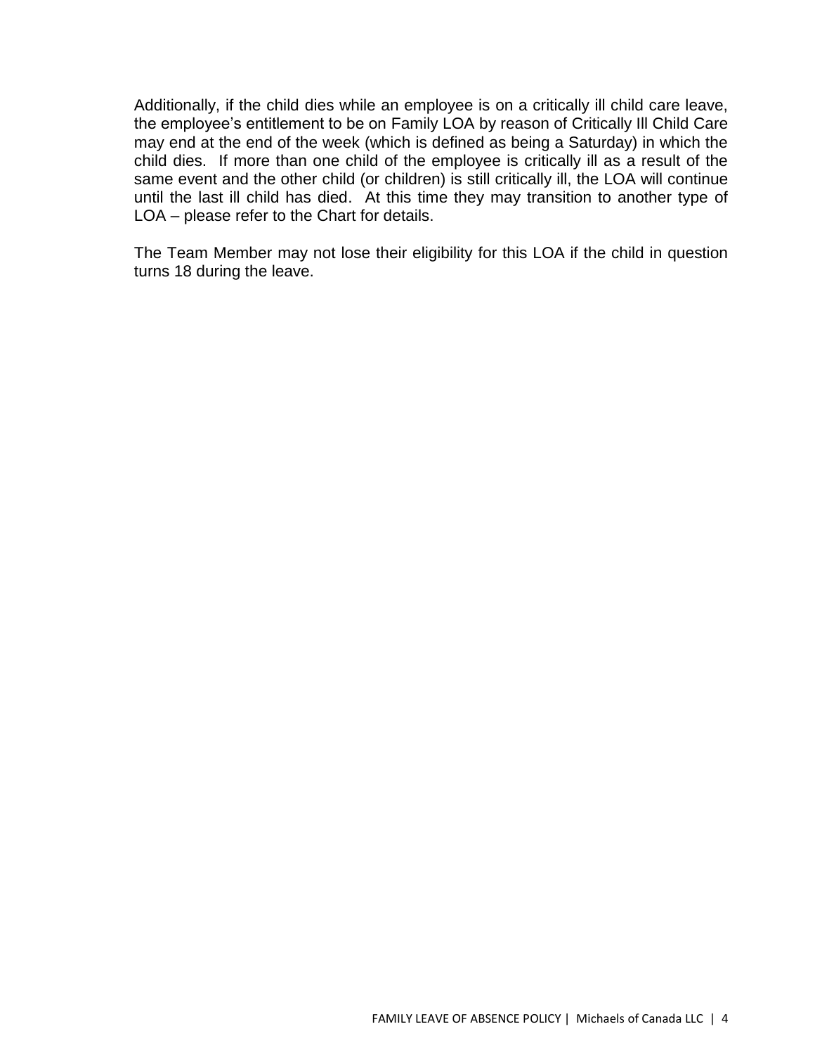Additionally, if the child dies while an employee is on a critically ill child care leave, the employee's entitlement to be on Family LOA by reason of Critically Ill Child Care may end at the end of the week (which is defined as being a Saturday) in which the child dies. If more than one child of the employee is critically ill as a result of the same event and the other child (or children) is still critically ill, the LOA will continue until the last ill child has died. At this time they may transition to another type of LOA – please refer to the Chart for details.

The Team Member may not lose their eligibility for this LOA if the child in question turns 18 during the leave.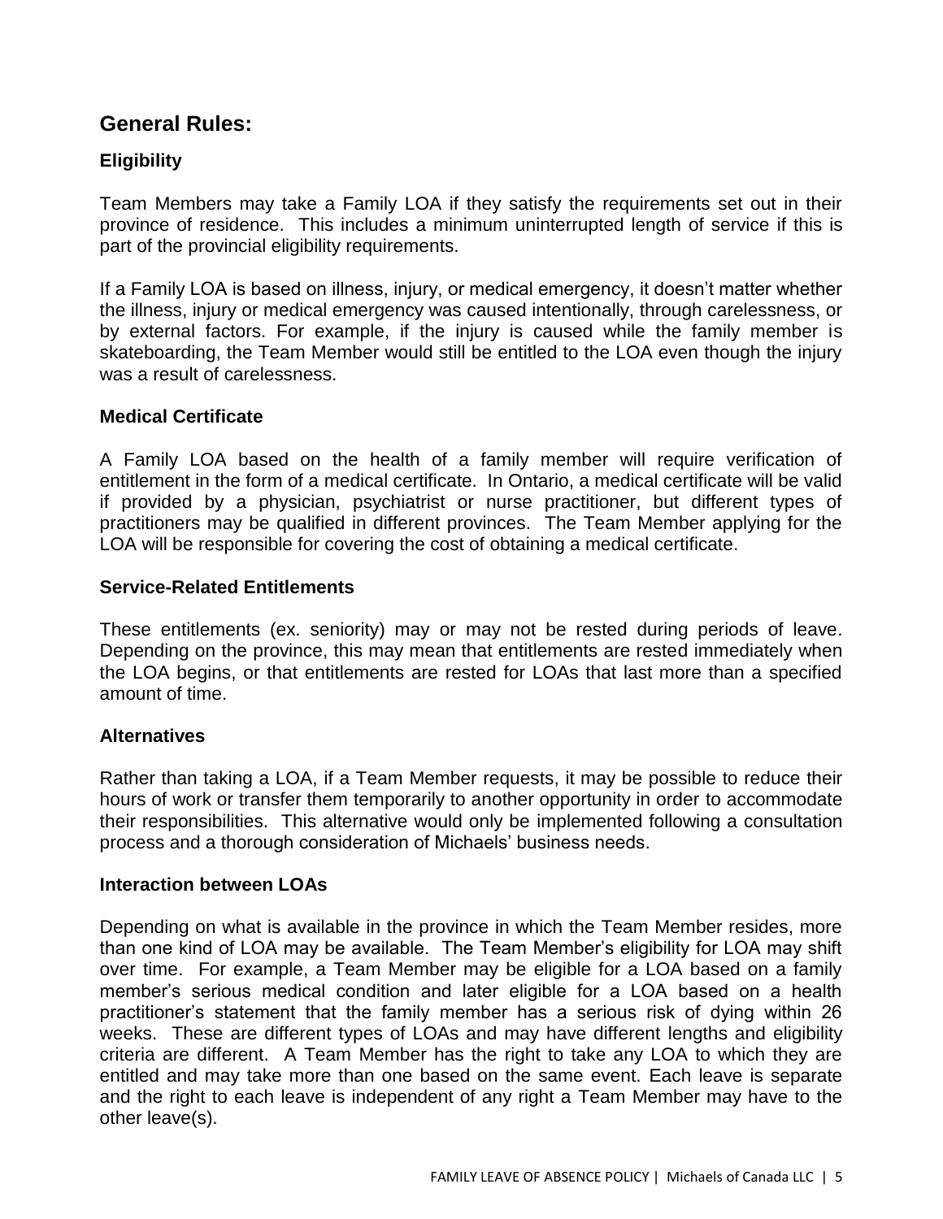## General Rules:

### Eligibility

Team Members may take a Family LOA if they satisfy the requirements set out in their province of residence. This includes a minimum uninterrupted length of service if this is part of the provincial eligibility requirements.

If a Family LOA is based on illness, injury, or medical emergency, it doesn't matter whether the illness, injury or medical emergency was caused intentionally, through carelessness, or by external factors. For example, if the injury is caused while the family member is skateboarding, the Team Member would still be entitled to the LOA even though the injury was a result of carelessness.

### Medical Certificate

A Family LOA based on the health of a family member will require verification of entitlement in the form of a medical certificate. In Ontario, a medical certificate will be valid if provided by a physician, psychiatrist or nurse practitioner, but different types of practitioners may be qualified in different provinces. The Team Member applying for the LOA will be responsible for covering the cost of obtaining a medical certificate.

### Service-Related Entitlements

These entitlements (ex. seniority) may or may not be rested during periods of leave. Depending on the province, this may mean that entitlements are rested immediately when the LOA begins, or that entitlements are rested for LOAs that last more than a specified amount of time.

### Alternatives

Rather than taking a LOA, if a Team Member requests, it may be possible to reduce their hours of work or transfer them temporarily to another opportunity in order to accommodate their responsibilities. This alternative would only be implemented following a consultation process and a thorough consideration of Michaels' business needs.

### Interaction between LOAs

Depending on what is available in the province in which the Team Member resides, more than one kind of LOA may be available. The Team Member's eligibility for LOA may shift over time. For example, a Team Member may be eligible for a LOA based on a family member's serious medical condition and later eligible for a LOA based on a health practitioner's statement that the family member has a serious risk of dying within 26 weeks. These are different types of LOAs and may have different lengths and eligibility criteria are different. A Team Member has the right to take any LOA to which they are entitled and may take more than one based on the same event. Each leave is separate and the right to each leave is independent of any right a Team Member may have to the other leave(s).